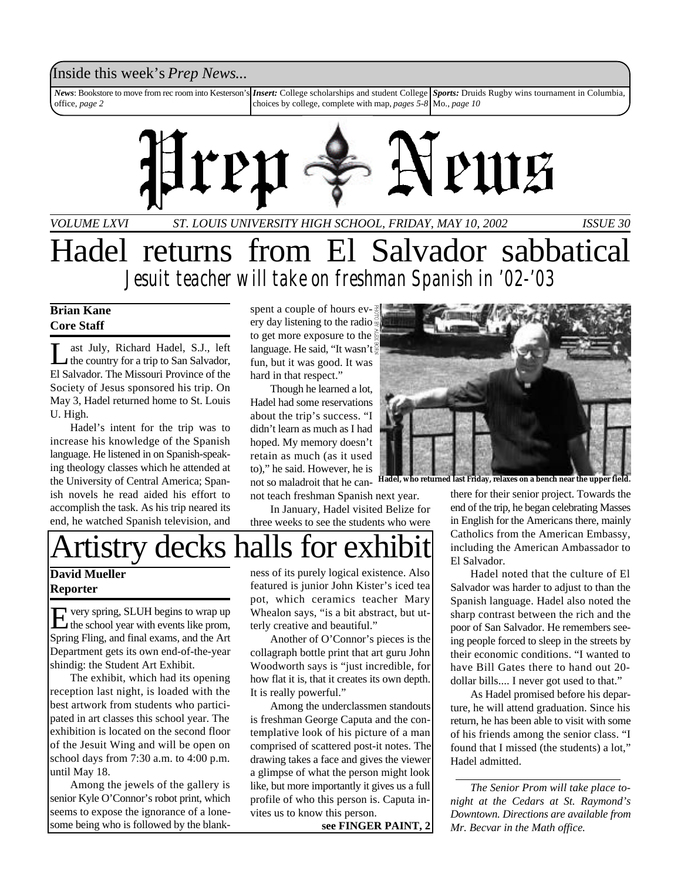## Inside this week's *Prep News...*

***News***: Bookstore to move from rec room into Kesterson's office, *page 2*

***Insert:*** College scholarships and student College choices by college, complete with map, *pages 5-8*

***Sports:*** Druids Rugby wins tournament in Columbia, Mo., *page 10*

# Prep News

*VOLUME LXVI — ST. LOUIS UNIVERSITY HIGH SCHOOL, FRIDAY, MAY 10, 2002 — ISSUE 30*

# Hadel returns from El Salvador sabbatical

## *Jesuit teacher will take on freshman Spanish in '02-'03*

**Brian Kane**
**Core Staff**

Last July, Richard Hadel, S.J., left the country for a trip to San Salvador, El Salvador. The Missouri Province of the Society of Jesus sponsored his trip. On May 3, Hadel returned home to St. Louis U. High.

Hadel's intent for the trip was to increase his knowledge of the Spanish language. He listened in on Spanish-speaking theology classes which he attended at the University of Central America; Spanish novels he read aided his effort to accomplish the task. As his trip neared its end, he watched Spanish television, and spent a couple of hours every day listening to the radio to get more exposure to the language. He said, "It wasn't fun, but it was good. It was hard in that respect."

Though he learned a lot, Hadel had some reservations about the trip's success. "I didn't learn as much as I had hoped. My memory doesn't retain as much (as it used to)," he said. However, he is not so maladroit that he cannot teach freshman Spanish next year.

PHOTO BY ALEX BOHN

**Hadel, who returned last Friday, relaxes on a bench near the upper field.**

In January, Hadel visited Belize for three weeks to see the students who were there for their senior project. Towards the end of the trip, he began celebrating Masses in English for the Americans there, mainly Catholics from the American Embassy, including the American Ambassador to El Salvador.

Hadel noted that the culture of El Salvador was harder to adjust to than the Spanish language. Hadel also noted the sharp contrast between the rich and the poor of San Salvador. He remembers seeing people forced to sleep in the streets by their economic conditions. "I wanted to have Bill Gates there to hand out 20-dollar bills.... I never got used to that."

As Hadel promised before his departure, he will attend graduation. Since his return, he has been able to visit with some of his friends among the senior class. "I found that I missed (the students) a lot," Hadel admitted.

# Artistry decks halls for exhibit

**David Mueller**
**Reporter**

Every spring, SLUH begins to wrap up the school year with events like prom, Spring Fling, and final exams, and the Art Department gets its own end-of-the-year shindig: the Student Art Exhibit.

The exhibit, which had its opening reception last night, is loaded with the best artwork from students who participated in art classes this school year. The exhibition is located on the second floor of the Jesuit Wing and will be open on school days from 7:30 a.m. to 4:00 p.m. until May 18.

Among the jewels of the gallery is senior Kyle O'Connor's robot print, which seems to expose the ignorance of a lonesome being who is followed by the blankness of its purely logical existence. Also featured is junior John Kister's iced tea pot, which ceramics teacher Mary Whealon says, "is a bit abstract, but utterly creative and beautiful."

Another of O'Connor's pieces is the collagraph bottle print that art guru John Woodworth says is "just incredible, for how flat it is, that it creates its own depth. It is really powerful."

Among the underclassmen standouts is freshman George Caputa and the contemplative look of his picture of a man comprised of scattered post-it notes. The drawing takes a face and gives the viewer a glimpse of what the person might look like, but more importantly it gives us a full profile of who this person is. Caputa invites us to know this person.

**see FINGER PAINT, 2**

---

*The Senior Prom will take place tonight at the Cedars at St. Raymond's Downtown. Directions are available from Mr. Becvar in the Math office.*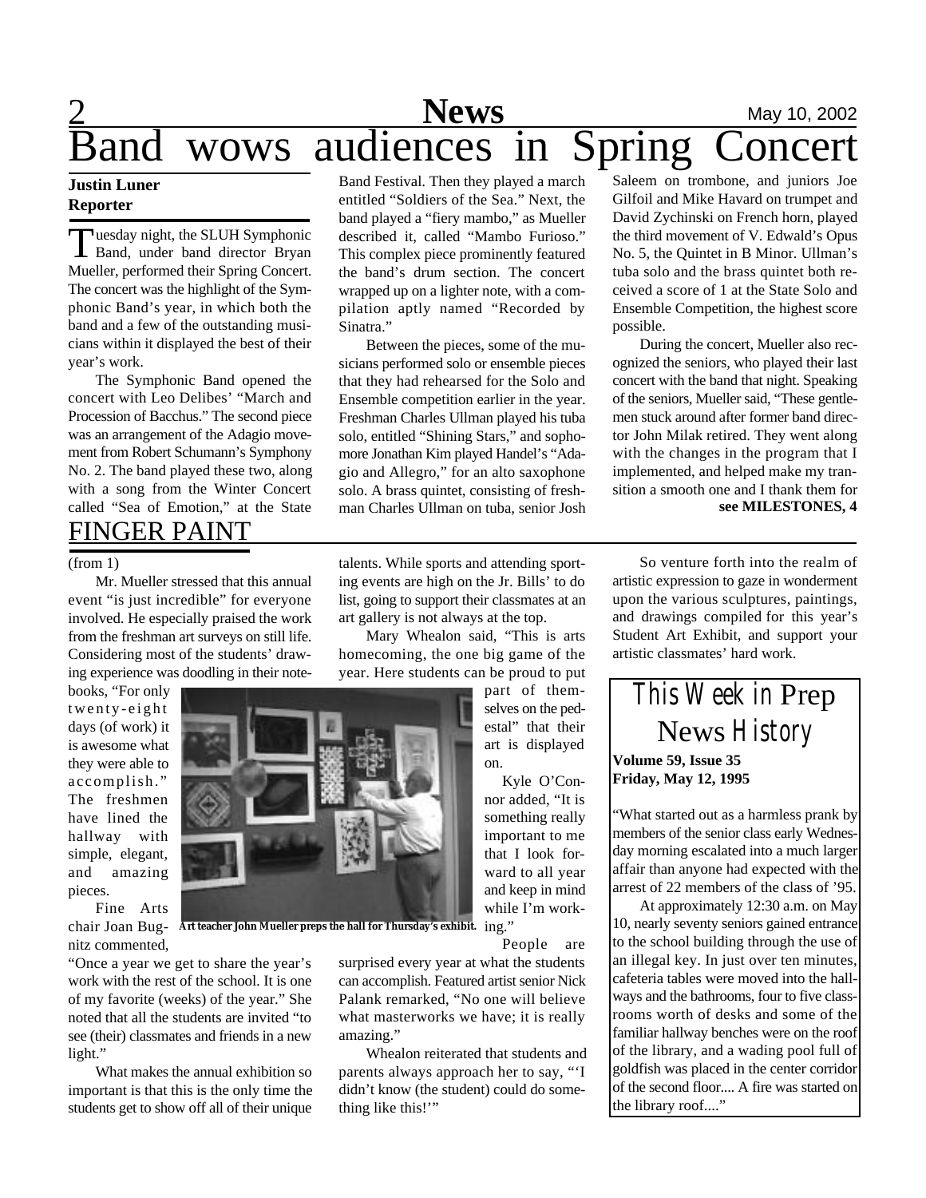# Band wows audiences in Spring Concert

**Justin Luner**
**Reporter**

Tuesday night, the SLUH Symphonic Band, under band director Bryan Mueller, performed their Spring Concert. The concert was the highlight of the Symphonic Band's year, in which both the band and a few of the outstanding musicians within it displayed the best of their year's work.

The Symphonic Band opened the concert with Leo Delibes' "March and Procession of Bacchus." The second piece was an arrangement of the Adagio movement from Robert Schumann's Symphony No. 2. The band played these two, along with a song from the Winter Concert called "Sea of Emotion," at the State Band Festival. Then they played a march entitled "Soldiers of the Sea." Next, the band played a "fiery mambo," as Mueller described it, called "Mambo Furioso." This complex piece prominently featured the band's drum section. The concert wrapped up on a lighter note, with a compilation aptly named "Recorded by Sinatra."

Between the pieces, some of the musicians performed solo or ensemble pieces that they had rehearsed for the Solo and Ensemble competition earlier in the year. Freshman Charles Ullman played his tuba solo, entitled "Shining Stars," and sophomore Jonathan Kim played Handel's "Adagio and Allegro," for an alto saxophone solo. A brass quintet, consisting of freshman Charles Ullman on tuba, senior Josh Saleem on trombone, and juniors Joe Gilfoil and Mike Havard on trumpet and David Zychinski on French horn, played the third movement of V. Edwald's Opus No. 5, the Quintet in B Minor. Ullman's tuba solo and the brass quintet both received a score of 1 at the State Solo and Ensemble Competition, the highest score possible.

During the concert, Mueller also recognized the seniors, who played their last concert with the band that night. Speaking of the seniors, Mueller said, "These gentlemen stuck around after former band director John Milak retired. They went along with the changes in the program that I implemented, and helped make my transition a smooth one and I thank them for

**see MILESTONES, 4**

## FINGER PAINT

(from 1)

Mr. Mueller stressed that this annual event "is just incredible" for everyone involved. He especially praised the work from the freshman art surveys on still life. Considering most of the students' drawing experience was doodling in their notebooks, "For only twenty-eight days (of work) it is awesome what they were able to accomplish." The freshmen have lined the hallway with simple, elegant, and amazing pieces.

Fine Arts chair Joan Bugnitz commented, "Once a year we get to share the year's work with the rest of the school. It is one of my favorite (weeks) of the year." She noted that all the students are invited "to see (their) classmates and friends in a new light."

What makes the annual exhibition so important is that this is the only time the students get to show off all of their unique talents. While sports and attending sporting events are high on the Jr. Bills' to do list, going to support their classmates at an art gallery is not always at the top.

Mary Whealon said, "This is arts homecoming, the one big game of the year. Here students can be proud to put part of themselves on the pedestal" that their art is displayed on.

Art teacher John Mueller preps the hall for Thursday's exhibit.

Kyle O'Connor added, "It is something really important to me that I look forward to all year and keep in mind while I'm working."

People are surprised every year at what the students can accomplish. Featured artist senior Nick Palank remarked, "No one will believe what masterworks we have; it is really amazing."

Whealon reiterated that students and parents always approach her to say, "'I didn't know (the student) could do something like this!'"

So venture forth into the realm of artistic expression to gaze in wonderment upon the various sculptures, paintings, and drawings compiled for this year's Student Art Exhibit, and support your artistic classmates' hard work.

## *This Week in Prep News History*

**Volume 59, Issue 35**
**Friday, May 12, 1995**

"What started out as a harmless prank by members of the senior class early Wednesday morning escalated into a much larger affair than anyone had expected with the arrest of 22 members of the class of '95.

At approximately 12:30 a.m. on May 10, nearly seventy seniors gained entrance to the school building through the use of an illegal key. In just over ten minutes, cafeteria tables were moved into the hallways and the bathrooms, four to five classrooms worth of desks and some of the familiar hallway benches were on the roof of the library, and a wading pool full of goldfish was placed in the center corridor of the second floor.... A fire was started on the library roof...."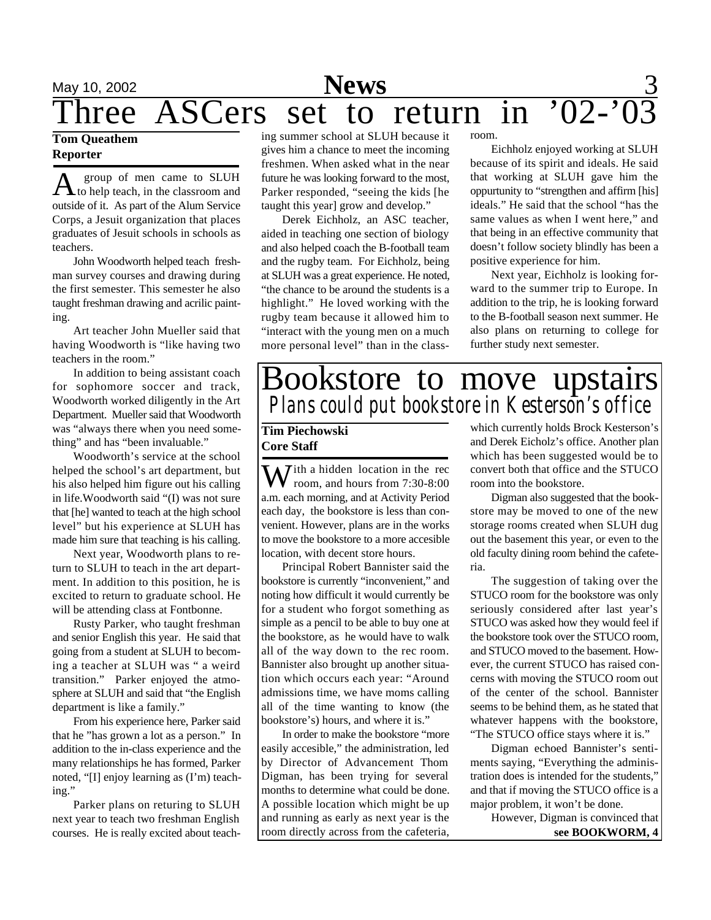# Three ASCers set to return in '02-'03

**Tom Queathem**
**Reporter**

A group of men came to SLUH to help teach, in the classroom and outside of it. As part of the Alum Service Corps, a Jesuit organization that places graduates of Jesuit schools in schools as teachers.

John Woodworth helped teach freshman survey courses and drawing during the first semester. This semester he also taught freshman drawing and acrilic painting.

Art teacher John Mueller said that having Woodworth is "like having two teachers in the room."

In addition to being assistant coach for sophomore soccer and track, Woodworth worked diligently in the Art Department. Mueller said that Woodworth was "always there when you need something" and has "been invaluable."

Woodworth's service at the school helped the school's art department, but his also helped him figure out his calling in life.Woodworth said "(I) was not sure that [he] wanted to teach at the high school level" but his experience at SLUH has made him sure that teaching is his calling.

Next year, Woodworth plans to return to SLUH to teach in the art department. In addition to this position, he is excited to return to graduate school. He will be attending class at Fontbonne.

Rusty Parker, who taught freshman and senior English this year. He said that going from a student at SLUH to becoming a teacher at SLUH was " a weird transition." Parker enjoyed the atmosphere at SLUH and said that "the English department is like a family."

From his experience here, Parker said that he "has grown a lot as a person." In addition to the in-class experience and the many relationships he has formed, Parker noted, "[I] enjoy learning as (I'm) teaching."

Parker plans on returing to SLUH next year to teach two freshman English courses. He is really excited about teaching summer school at SLUH because it gives him a chance to meet the incoming freshmen. When asked what in the near future he was looking forward to the most, Parker responded, "seeing the kids [he taught this year] grow and develop."

Derek Eichholz, an ASC teacher, aided in teaching one section of biology and also helped coach the B-football team and the rugby team. For Eichholz, being at SLUH was a great experience. He noted, "the chance to be around the students is a highlight." He loved working with the rugby team because it allowed him to "interact with the young men on a much more personal level" than in the classroom.

Eichholz enjoyed working at SLUH because of its spirit and ideals. He said that working at SLUH gave him the oppurtunity to "strengthen and affirm [his] ideals." He said that the school "has the same values as when I went here," and that being in an effective community that doesn't follow society blindly has been a positive experience for him.

Next year, Eichholz is looking forward to the summer trip to Europe. In addition to the trip, he is looking forward to the B-football season next summer. He also plans on returning to college for further study next semester.

# Bookstore to move upstairs

## *Plans could put bookstore in Kesterson's office*

**Tim Piechowski**
**Core Staff**

With a hidden location in the rec room, and hours from 7:30-8:00 a.m. each morning, and at Activity Period each day, the bookstore is less than convenient. However, plans are in the works to move the bookstore to a more accesible location, with decent store hours.

Principal Robert Bannister said the bookstore is currently "inconvenient," and noting how difficult it would currently be for a student who forgot something as simple as a pencil to be able to buy one at the bookstore, as he would have to walk all of the way down to the rec room. Bannister also brought up another situation which occurs each year: "Around admissions time, we have moms calling all of the time wanting to know (the bookstore's) hours, and where it is."

In order to make the bookstore "more easily accesible," the administration, led by Director of Advancement Thom Digman, has been trying for several months to determine what could be done. A possible location which might be up and running as early as next year is the room directly across from the cafeteria, which currently holds Brock Kesterson's and Derek Eicholz's office. Another plan which has been suggested would be to convert both that office and the STUCO room into the bookstore.

Digman also suggested that the bookstore may be moved to one of the new storage rooms created when SLUH dug out the basement this year, or even to the old faculty dining room behind the cafeteria.

The suggestion of taking over the STUCO room for the bookstore was only seriously considered after last year's STUCO was asked how they would feel if the bookstore took over the STUCO room, and STUCO moved to the basement. However, the current STUCO has raised concerns with moving the STUCO room out of the center of the school. Bannister seems to be behind them, as he stated that whatever happens with the bookstore, "The STUCO office stays where it is."

Digman echoed Bannister's sentiments saying, "Everything the administration does is intended for the students," and that if moving the STUCO office is a major problem, it won't be done.

However, Digman is convinced that

**see BOOKWORM, 4**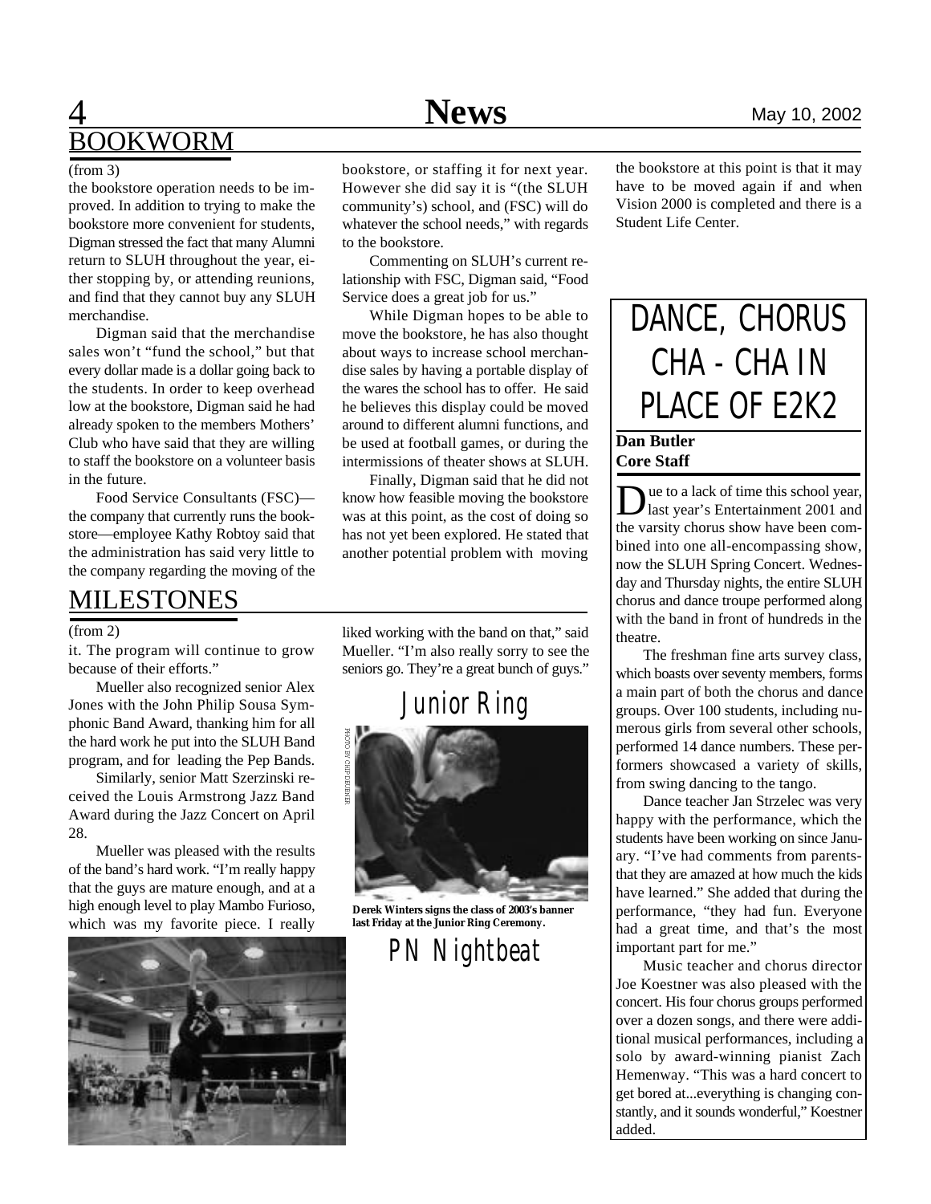# BOOKWORM

(from 3)

the bookstore operation needs to be improved. In addition to trying to make the bookstore more convenient for students, Digman stressed the fact that many Alumni return to SLUH throughout the year, either stopping by, or attending reunions, and find that they cannot buy any SLUH merchandise.

Digman said that the merchandise sales won't "fund the school," but that every dollar made is a dollar going back to the students. In order to keep overhead low at the bookstore, Digman said he had already spoken to the members Mothers' Club who have said that they are willing to staff the bookstore on a volunteer basis in the future.

Food Service Consultants (FSC)—the company that currently runs the bookstore—employee Kathy Robtoy said that the administration has said very little to the company regarding the moving of the bookstore, or staffing it for next year. However she did say it is "(the SLUH community's) school, and (FSC) will do whatever the school needs," with regards to the bookstore.

Commenting on SLUH's current relationship with FSC, Digman said, "Food Service does a great job for us."

While Digman hopes to be able to move the bookstore, he has also thought about ways to increase school merchandise sales by having a portable display of the wares the school has to offer. He said he believes this display could be moved around to different alumni functions, and be used at football games, or during the intermissions of theater shows at SLUH.

Finally, Digman said that he did not know how feasible moving the bookstore was at this point, as the cost of doing so has not yet been explored. He stated that another potential problem with moving the bookstore at this point is that it may have to be moved again if and when Vision 2000 is completed and there is a Student Life Center.

# MILESTONES

(from 2)

it. The program will continue to grow because of their efforts."

Mueller also recognized senior Alex Jones with the John Philip Sousa Symphonic Band Award, thanking him for all the hard work he put into the SLUH Band program, and for leading the Pep Bands.

Similarly, senior Matt Szerzinski received the Louis Armstrong Jazz Band Award during the Jazz Concert on April 28.

Mueller was pleased with the results of the band's hard work. "I'm really happy that the guys are mature enough, and at a high enough level to play Mambo Furioso, which was my favorite piece. I really liked working with the band on that," said Mueller. "I'm also really sorry to see the seniors go. They're a great bunch of guys."

## Junior Ring

PHOTO BY CHIP DEUSER

**Derek Winters signs the class of 2003's banner last Friday at the Junior Ring Ceremony.**

## PN Nightbeat

# DANCE, CHORUS CHA - CHA IN PLACE OF E2K2

**Dan Butler**
**Core Staff**

Due to a lack of time this school year, last year's Entertainment 2001 and the varsity chorus show have been combined into one all-encompassing show, now the SLUH Spring Concert. Wednesday and Thursday nights, the entire SLUH chorus and dance troupe performed along with the band in front of hundreds in the theatre.

The freshman fine arts survey class, which boasts over seventy members, forms a main part of both the chorus and dance groups. Over 100 students, including numerous girls from several other schools, performed 14 dance numbers. These performers showcased a variety of skills, from swing dancing to the tango.

Dance teacher Jan Strzelec was very happy with the performance, which the students have been working on since January. "I've had comments from parents that they are amazed at how much the kids have learned." She added that during the performance, "they had fun. Everyone had a great time, and that's the most important part for me."

Music teacher and chorus director Joe Koestner was also pleased with the concert. His four chorus groups performed over a dozen songs, and there were additional musical performances, including a solo by award-winning pianist Zach Hemenway. "This was a hard concert to get bored at...everything is changing constantly, and it sounds wonderful," Koestner added.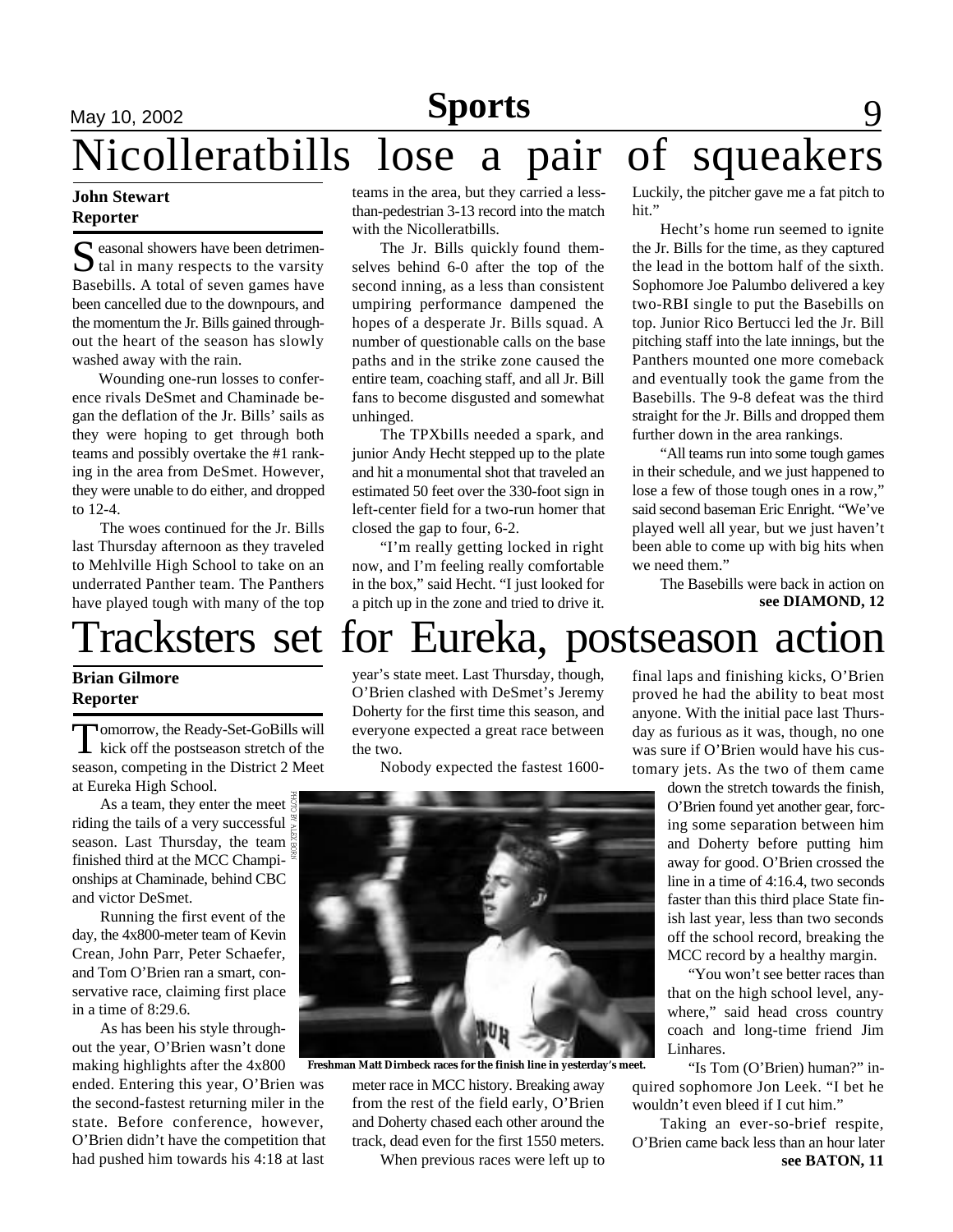# Nicolleratbills lose a pair of squeakers

**John Stewart**
**Reporter**

Seasonal showers have been detrimental in many respects to the varsity Basebills. A total of seven games have been cancelled due to the downpours, and the momentum the Jr. Bills gained throughout the heart of the season has slowly washed away with the rain.

Wounding one-run losses to conference rivals DeSmet and Chaminade began the deflation of the Jr. Bills' sails as they were hoping to get through both teams and possibly overtake the #1 ranking in the area from DeSmet. However, they were unable to do either, and dropped to 12-4.

The woes continued for the Jr. Bills last Thursday afternoon as they traveled to Mehlville High School to take on an underrated Panther team. The Panthers have played tough with many of the top teams in the area, but they carried a less-than-pedestrian 3-13 record into the match with the Nicolleratbills.

The Jr. Bills quickly found themselves behind 6-0 after the top of the second inning, as a less than consistent umpiring performance dampened the hopes of a desperate Jr. Bills squad. A number of questionable calls on the base paths and in the strike zone caused the entire team, coaching staff, and all Jr. Bill fans to become disgusted and somewhat unhinged.

The TPXbills needed a spark, and junior Andy Hecht stepped up to the plate and hit a monumental shot that traveled an estimated 50 feet over the 330-foot sign in left-center field for a two-run homer that closed the gap to four, 6-2.

"I'm really getting locked in right now, and I'm feeling really comfortable in the box," said Hecht. "I just looked for a pitch up in the zone and tried to drive it. Luckily, the pitcher gave me a fat pitch to hit."

Hecht's home run seemed to ignite the Jr. Bills for the time, as they captured the lead in the bottom half of the sixth. Sophomore Joe Palumbo delivered a key two-RBI single to put the Basebills on top. Junior Rico Bertucci led the Jr. Bill pitching staff into the late innings, but the Panthers mounted one more comeback and eventually took the game from the Basebills. The 9-8 defeat was the third straight for the Jr. Bills and dropped them further down in the area rankings.

"All teams run into some tough games in their schedule, and we just happened to lose a few of those tough ones in a row," said second baseman Eric Enright. "We've played well all year, but we just haven't been able to come up with big hits when we need them."

The Basebills were back in action on

**see DIAMOND, 12**

# Tracksters set for Eureka, postseason action

**Brian Gilmore**
**Reporter**

Tomorrow, the Ready-Set-GoBills will kick off the postseason stretch of the season, competing in the District 2 Meet at Eureka High School.

As a team, they enter the meet riding the tails of a very successful season. Last Thursday, the team finished third at the MCC Championships at Chaminade, behind CBC and victor DeSmet.

Running the first event of the day, the 4x800-meter team of Kevin Crean, John Parr, Peter Schaefer, and Tom O'Brien ran a smart, conservative race, claiming first place in a time of 8:29.6.

As has been his style throughout the year, O'Brien wasn't done making highlights after the 4x800 ended. Entering this year, O'Brien was the second-fastest returning miler in the state. Before conference, however, O'Brien didn't have the competition that had pushed him towards his 4:18 at last year's state meet. Last Thursday, though, O'Brien clashed with DeSmet's Jeremy Doherty for the first time this season, and everyone expected a great race between the two.

Nobody expected the fastest 1600-meter race in MCC history. Breaking away from the rest of the field early, O'Brien and Doherty chased each other around the track, dead even for the first 1550 meters.

PHOTO BY ALEX BORN

Freshman Matt Dirnbeck races for the finish line in yesterday's meet.

When previous races were left up to final laps and finishing kicks, O'Brien proved he had the ability to beat most anyone. With the initial pace last Thursday as furious as it was, though, no one was sure if O'Brien would have his customary jets. As the two of them came down the stretch towards the finish, O'Brien found yet another gear, forcing some separation between him and Doherty before putting him away for good. O'Brien crossed the line in a time of 4:16.4, two seconds faster than this third place State finish last year, less than two seconds off the school record, breaking the MCC record by a healthy margin.

"You won't see better races than that on the high school level, anywhere," said head cross country coach and long-time friend Jim Linhares.

"Is Tom (O'Brien) human?" inquired sophomore Jon Leek. "I bet he wouldn't even bleed if I cut him."

Taking an ever-so-brief respite, O'Brien came back less than an hour later

**see BATON, 11**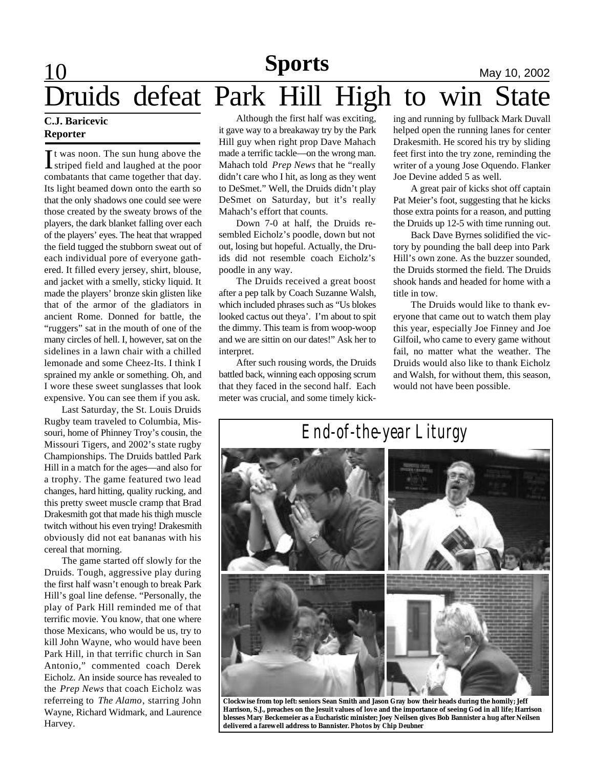# Druids defeat Park Hill High to win State

**C.J. Baricevic**
**Reporter**

It was noon. The sun hung above the striped field and laughed at the poor combatants that came together that day. Its light beamed down onto the earth so that the only shadows one could see were those created by the sweaty brows of the players, the dark blanket falling over each of the players' eyes. The heat that wrapped the field tugged the stubborn sweat out of each individual pore of everyone gathered. It filled every jersey, shirt, blouse, and jacket with a smelly, sticky liquid. It made the players' bronze skin glisten like that of the armor of the gladiators in ancient Rome. Donned for battle, the "ruggers" sat in the mouth of one of the many circles of hell. I, however, sat on the sidelines in a lawn chair with a chilled lemonade and some Cheez-Its. I think I sprained my ankle or something. Oh, and I wore these sweet sunglasses that look expensive. You can see them if you ask.

Last Saturday, the St. Louis Druids Rugby team traveled to Columbia, Missouri, home of Phinney Troy's cousin, the Missouri Tigers, and 2002's state rugby Championships. The Druids battled Park Hill in a match for the ages—and also for a trophy. The game featured two lead changes, hard hitting, quality rucking, and this pretty sweet muscle cramp that Brad Drakesmith got that made his thigh muscle twitch without his even trying! Drakesmith obviously did not eat bananas with his cereal that morning.

The game started off slowly for the Druids. Tough, aggressive play during the first half wasn't enough to break Park Hill's goal line defense. "Personally, the play of Park Hill reminded me of that terrific movie. You know, that one where those Mexicans, who would be us, try to kill John Wayne, who would have been Park Hill, in that terrific church in San Antonio," commented coach Derek Eicholz. An inside source has revealed to the *Prep News* that coach Eicholz was referreing to *The Alamo*, starring John Wayne, Richard Widmark, and Laurence Harvey.

Although the first half was exciting, it gave way to a breakaway try by the Park Hill guy when right prop Dave Mahach made a terrific tackle—on the wrong man. Mahach told *Prep News* that he "really didn't care who I hit, as long as they went to DeSmet." Well, the Druids didn't play DeSmet on Saturday, but it's really Mahach's effort that counts.

Down 7-0 at half, the Druids resembled Eicholz's poodle, down but not out, losing but hopeful. Actually, the Druids did not resemble coach Eicholz's poodle in any way.

The Druids received a great boost after a pep talk by Coach Suzanne Walsh, which included phrases such as "Us blokes looked cactus out theya'. I'm about to spit the dimmy. This team is from woop-woop and we are sittin on our dates!" Ask her to interpret.

After such rousing words, the Druids battled back, winning each opposing scrum that they faced in the second half. Each meter was crucial, and some timely kicking and running by fullback Mark Duvall helped open the running lanes for center Drakesmith. He scored his try by sliding feet first into the try zone, reminding the writer of a young Jose Oquendo. Flanker Joe Devine added 5 as well.

A great pair of kicks shot off captain Pat Meier's foot, suggesting that he kicks those extra points for a reason, and putting the Druids up 12-5 with time running out.

Back Dave Byrnes solidified the victory by pounding the ball deep into Park Hill's own zone. As the buzzer sounded, the Druids stormed the field. The Druids shook hands and headed for home with a title in tow.

The Druids would like to thank everyone that came out to watch them play this year, especially Joe Finney and Joe Gilfoil, who came to every game without fail, no matter what the weather. The Druids would also like to thank Eicholz and Walsh, for without them, this season, would not have been possible.

## End-of-the-year Liturgy

**Clockwise from top left: seniors Sean Smith and Jason Gray bow their heads during the homily; Jeff Harrison, S.J., preaches on the Jesuit values of love and the importance of seeing God in all life; Harrison blesses Mary Beckemeier as a Eucharistic minister; Joey Neilsen gives Bob Bannister a hug after Neilsen delivered a farewell address to Bannister. Photos by Chip Deubner**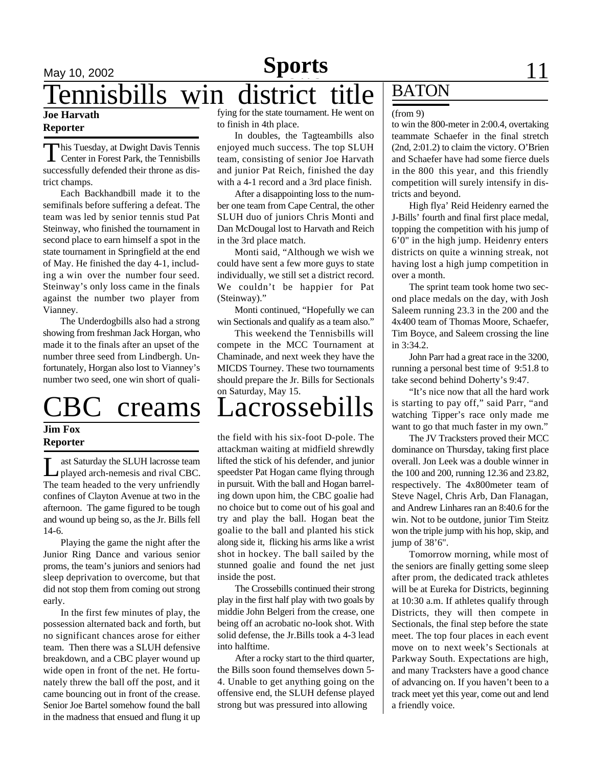# Tennisbills win district title

**Joe Harvath**
**Reporter**

This Tuesday, at Dwight Davis Tennis Center in Forest Park, the Tennisbills successfully defended their throne as district champs.

Each Backhandbill made it to the semifinals before suffering a defeat. The team was led by senior tennis stud Pat Steinway, who finished the tournament in second place to earn himself a spot in the state tournament in Springfield at the end of May. He finished the day 4-1, including a win over the number four seed. Steinway's only loss came in the finals against the number two player from Vianney.

The Underdogbills also had a strong showing from freshman Jack Horgan, who made it to the finals after an upset of the number three seed from Lindbergh. Unfortunately, Horgan also lost to Vianney's number two seed, one win short of qualifying for the state tournament. He went on to finish in 4th place.

In doubles, the Tagteambills also enjoyed much success. The top SLUH team, consisting of senior Joe Harvath and junior Pat Reich, finished the day with a 4-1 record and a 3rd place finish.

After a disappointing loss to the number one team from Cape Central, the other SLUH duo of juniors Chris Monti and Dan McDougal lost to Harvath and Reich in the 3rd place match.

Monti said, "Although we wish we could have sent a few more guys to state individually, we still set a district record. We couldn't be happier for Pat (Steinway)."

Monti continued, "Hopefully we can win Sectionals and qualify as a team also."

This weekend the Tennisbills will compete in the MCC Tournament at Chaminade, and next week they have the MICDS Tourney. These two tournaments should prepare the Jr. Bills for Sectionals on Saturday, May 15.

# CBC creams Lacrossebills

**Jim Fox**
**Reporter**

Last Saturday the SLUH lacrosse team played arch-nemesis and rival CBC. The team headed to the very unfriendly confines of Clayton Avenue at two in the afternoon. The game figured to be tough and wound up being so, as the Jr. Bills fell 14-6.

Playing the game the night after the Junior Ring Dance and various senior proms, the team's juniors and seniors had sleep deprivation to overcome, but that did not stop them from coming out strong early.

In the first few minutes of play, the possession alternated back and forth, but no significant chances arose for either team. Then there was a SLUH defensive breakdown, and a CBC player wound up wide open in front of the net. He fortunately threw the ball off the post, and it came bouncing out in front of the crease. Senior Joe Bartel somehow found the ball in the madness that ensued and flung it up the field with his six-foot D-pole. The attackman waiting at midfield shrewdly lifted the stick of his defender, and junior speedster Pat Hogan came flying through in pursuit. With the ball and Hogan barreling down upon him, the CBC goalie had no choice but to come out of his goal and try and play the ball. Hogan beat the goalie to the ball and planted his stick along side it, flicking his arms like a wrist shot in hockey. The ball sailed by the stunned goalie and found the net just inside the post.

The Crossebills continued their strong play in the first half play with two goals by middie John Belgeri from the crease, one being off an acrobatic no-look shot. With solid defense, the Jr.Bills took a 4-3 lead into halftime.

After a rocky start to the third quarter, the Bills soon found themselves down 5-4. Unable to get anything going on the offensive end, the SLUH defense played strong but was pressured into allowing

## BATON

(from 9)

to win the 800-meter in 2:00.4, overtaking teammate Schaefer in the final stretch (2nd, 2:01.2) to claim the victory. O'Brien and Schaefer have had some fierce duels in the 800 this year, and this friendly competition will surely intensify in districts and beyond.

High flya' Reid Heidenry earned the J-Bills' fourth and final first place medal, topping the competition with his jump of 6'0" in the high jump. Heidenry enters districts on quite a winning streak, not having lost a high jump competition in over a month.

The sprint team took home two second place medals on the day, with Josh Saleem running 23.3 in the 200 and the 4x400 team of Thomas Moore, Schaefer, Tim Boyce, and Saleem crossing the line in 3:34.2.

John Parr had a great race in the 3200, running a personal best time of 9:51.8 to take second behind Doherty's 9:47.

"It's nice now that all the hard work is starting to pay off," said Parr, "and watching Tipper's race only made me want to go that much faster in my own."

The JV Tracksters proved their MCC dominance on Thursday, taking first place overall. Jon Leek was a double winner in the 100 and 200, running 12.36 and 23.82, respectively. The 4x800meter team of Steve Nagel, Chris Arb, Dan Flanagan, and Andrew Linhares ran an 8:40.6 for the win. Not to be outdone, junior Tim Steitz won the triple jump with his hop, skip, and jump of 38'6".

Tomorrow morning, while most of the seniors are finally getting some sleep after prom, the dedicated track athletes will be at Eureka for Districts, beginning at 10:30 a.m. If athletes qualify through Districts, they will then compete in Sectionals, the final step before the state meet. The top four places in each event move on to next week's Sectionals at Parkway South. Expectations are high, and many Tracksters have a good chance of advancing on. If you haven't been to a track meet yet this year, come out and lend a friendly voice.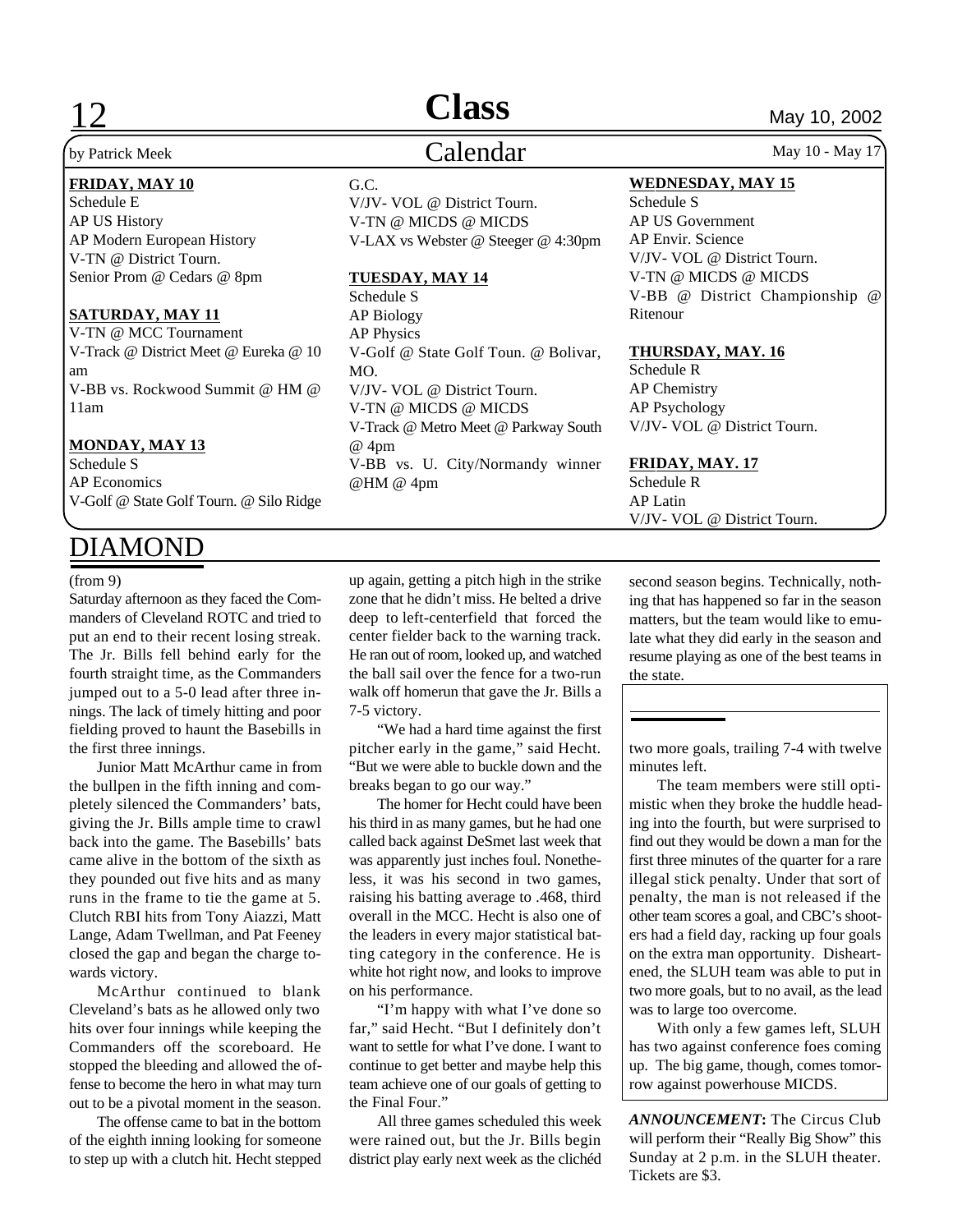# Class Calendar

by Patrick Meek

May 10 - May 17

**FRIDAY, MAY 10**
Schedule E
AP US History
AP Modern European History
V-TN @ District Tourn.
Senior Prom @ Cedars @ 8pm

**SATURDAY, MAY 11**
V-TN @ MCC Tournament
V-Track @ District Meet @ Eureka @ 10 am
V-BB vs. Rockwood Summit @ HM @ 11am

**MONDAY, MAY 13**
Schedule S
AP Economics
V-Golf @ State Golf Tourn. @ Silo Ridge G.C.
V/JV- VOL @ District Tourn.
V-TN @ MICDS @ MICDS
V-LAX vs Webster @ Steeger @ 4:30pm

**TUESDAY, MAY 14**
Schedule S
AP Biology
AP Physics
V-Golf @ State Golf Toun. @ Bolivar, MO.
V/JV- VOL @ District Tourn.
V-TN @ MICDS @ MICDS
V-Track @ Metro Meet @ Parkway South @ 4pm
V-BB vs. U. City/Normandy winner @HM @ 4pm

**WEDNESDAY, MAY 15**
Schedule S
AP US Government
AP Envir. Science
V/JV- VOL @ District Tourn.
V-TN @ MICDS @ MICDS
V-BB @ District Championship @ Ritenour

**THURSDAY, MAY. 16**
Schedule R
AP Chemistry
AP Psychology
V/JV- VOL @ District Tourn.

**FRIDAY, MAY. 17**
Schedule R
AP Latin
V/JV- VOL @ District Tourn.

# DIAMOND

(from 9)

Saturday afternoon as they faced the Commanders of Cleveland ROTC and tried to put an end to their recent losing streak. The Jr. Bills fell behind early for the fourth straight time, as the Commanders jumped out to a 5-0 lead after three innings. The lack of timely hitting and poor fielding proved to haunt the Basebills in the first three innings.

Junior Matt McArthur came in from the bullpen in the fifth inning and completely silenced the Commanders' bats, giving the Jr. Bills ample time to crawl back into the game. The Basebills' bats came alive in the bottom of the sixth as they pounded out five hits and as many runs in the frame to tie the game at 5. Clutch RBI hits from Tony Aiazzi, Matt Lange, Adam Twellman, and Pat Feeney closed the gap and began the charge towards victory.

McArthur continued to blank Cleveland's bats as he allowed only two hits over four innings while keeping the Commanders off the scoreboard. He stopped the bleeding and allowed the offense to become the hero in what may turn out to be a pivotal moment in the season.

The offense came to bat in the bottom of the eighth inning looking for someone to step up with a clutch hit. Hecht stepped up again, getting a pitch high in the strike zone that he didn't miss. He belted a drive deep to left-centerfield that forced the center fielder back to the warning track. He ran out of room, looked up, and watched the ball sail over the fence for a two-run walk off homerun that gave the Jr. Bills a 7-5 victory.

"We had a hard time against the first pitcher early in the game," said Hecht. "But we were able to buckle down and the breaks began to go our way."

The homer for Hecht could have been his third in as many games, but he had one called back against DeSmet last week that was apparently just inches foul. Nonetheless, it was his second in two games, raising his batting average to .468, third overall in the MCC. Hecht is also one of the leaders in every major statistical batting category in the conference. He is white hot right now, and looks to improve on his performance.

"I'm happy with what I've done so far," said Hecht. "But I definitely don't want to settle for what I've done. I want to continue to get better and maybe help this team achieve one of our goals of getting to the Final Four."

All three games scheduled this week were rained out, but the Jr. Bills begin district play early next week as the clichéd second season begins. Technically, nothing that has happened so far in the season matters, but the team would like to emulate what they did early in the season and resume playing as one of the best teams in the state.

---

two more goals, trailing 7-4 with twelve minutes left.

The team members were still optimistic when they broke the huddle heading into the fourth, but were surprised to find out they would be down a man for the first three minutes of the quarter for a rare illegal stick penalty. Under that sort of penalty, the man is not released if the other team scores a goal, and CBC's shooters had a field day, racking up four goals on the extra man opportunity. Disheartened, the SLUH team was able to put in two more goals, but to no avail, as the lead was to large too overcome.

With only a few games left, SLUH has two against conference foes coming up. The big game, though, comes tomorrow against powerhouse MICDS.

***ANNOUNCEMENT*:** The Circus Club will perform their "Really Big Show" this Sunday at 2 p.m. in the SLUH theater. Tickets are $3.